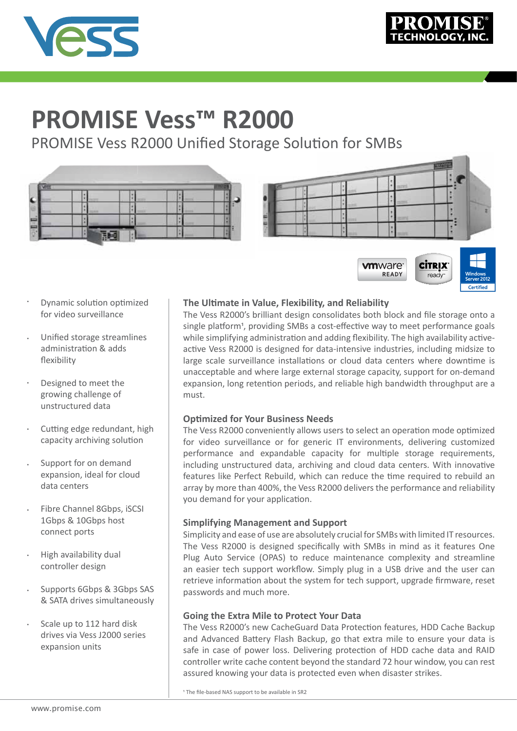# PROMISE Vess™ R2000

PROMISE Vess R2000 Unified Storage Solution for SMBs

- Dynamic solution optimized for video surveillance
- Unified storage streamlines administration & adds flexibility
- Designed to meet the growing challenge of unstructured data
- Cutting edge redundant, high capacity archiving solution
- Support for on demand expansion, ideal for cloud data centers
- Fibre Channel 8Gbps, iSCSI 1Gbps & 10Gbps host connect ports
- High availability dual controller design
- Supports 6Gbps & 3Gbps SAS & SATA drives simultaneously
- Scale up to 112 hard disk drives via Vess J2000 series expansion units

### The Ultimate in Value, Flexibility, and Reliability

The Vess R2000's brilliant design consolidates both block and file storage onto a single platform[1], providing SMBs a cost-effective way to meet performance goals while simplifying administration and adding flexibility. The high availability active-active Vess R2000 is designed for data-intensive industries, including midsize to large scale surveillance installations or cloud data centers where downtime is unacceptable and where large external storage capacity, support for on-demand expansion, long retention periods, and reliable high bandwidth throughput are a must.

### Optimized for Your Business Needs

The Vess R2000 conveniently allows users to select an operation mode optimized for video surveillance or for generic IT environments, delivering customized performance and expandable capacity for multiple storage requirements, including unstructured data, archiving and cloud data centers. With innovative features like Perfect Rebuild, which can reduce the time required to rebuild an array by more than 400%, the Vess R2000 delivers the performance and reliability you demand for your application.

### Simplifying Management and Support

Simplicity and ease of use are absolutely crucial for SMBs with limited IT resources. The Vess R2000 is designed specifically with SMBs in mind as it features One Plug Auto Service (OPAS) to reduce maintenance complexity and streamline an easier tech support workflow. Simply plug in a USB drive and the user can retrieve information about the system for tech support, upgrade firmware, reset passwords and much more.

### Going the Extra Mile to Protect Your Data

The Vess R2000's new CacheGuard Data Protection features, HDD Cache Backup and Advanced Battery Flash Backup, go that extra mile to ensure your data is safe in case of power loss. Delivering protection of HDD cache data and RAID controller write cache content beyond the standard 72 hour window, you can rest assured knowing your data is protected even when disaster strikes.

[1] The file-based NAS support to be available in SR2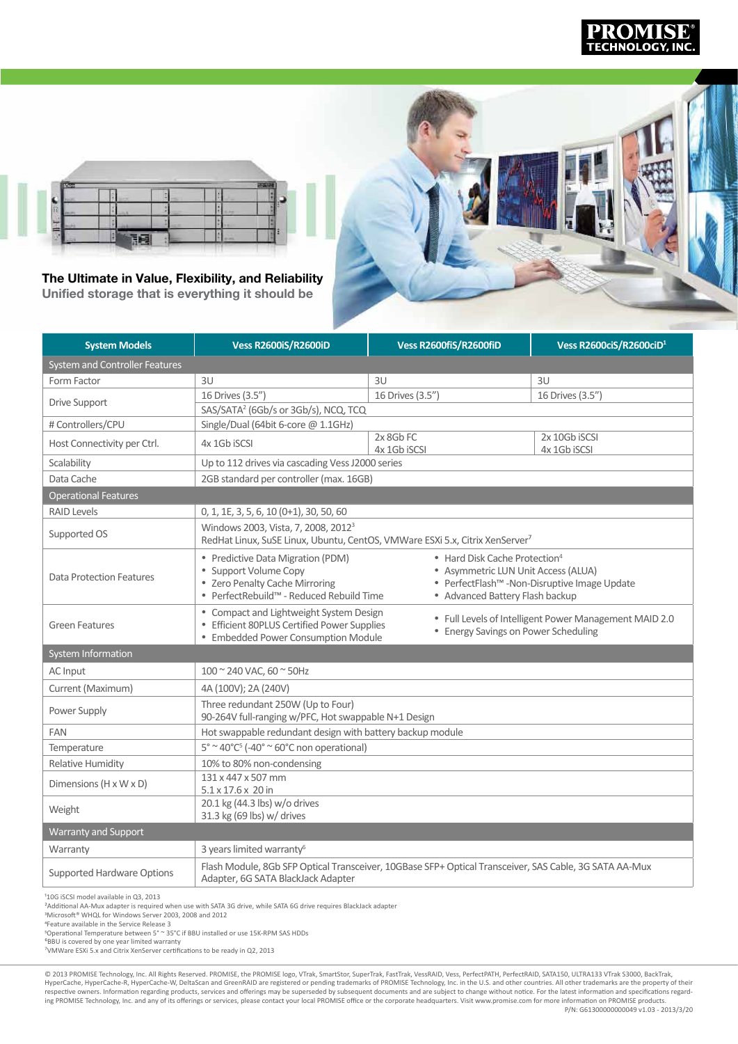**The Ultimate in Value, Flexibility, and Reliability**

**Unified storage that is everything it should be**

| System Models | Vess R2600iS/R2600iD | Vess R2600fiS/R2600fiD | Vess R2600ciS/R2600ciD[1] |
|---|---|---|---|
| **System and Controller Features** | | | |
| Form Factor | 3U | 3U | 3U |
| Drive Support | 16 Drives (3.5") | 16 Drives (3.5") | 16 Drives (3.5") |
| | SAS/SATA[2] (6Gb/s or 3Gb/s), NCQ, TCQ | | |
| # Controllers/CPU | Single/Dual (64bit 6-core @ 1.1GHz) | | |
| Host Connectivity per Ctrl. | 4x 1Gb iSCSI | 2x 8Gb FC<br>4x 1Gb iSCSI | 2x 10Gb iSCSI<br>4x 1Gb iSCSI |
| Scalability | Up to 112 drives via cascading Vess J2000 series | | |
| Data Cache | 2GB standard per controller (max. 16GB) | | |
| **Operational Features** | | | |
| RAID Levels | 0, 1, 1E, 3, 5, 6, 10 (0+1), 30, 50, 60 | | |
| Supported OS | Windows 2003, Vista, 7, 2008, 2012[3]<br>RedHat Linux, SuSE Linux, Ubuntu, CentOS, VMWare ESXi 5.x, Citrix XenServer[7] | | |
| Data Protection Features | • Predictive Data Migration (PDM)<br>• Support Volume Copy<br>• Zero Penalty Cache Mirroring<br>• PerfectRebuild™ - Reduced Rebuild Time<br>• Hard Disk Cache Protection[4]<br>• Asymmetric LUN Unit Access (ALUA)<br>• PerfectFlash™ -Non-Disruptive Image Update<br>• Advanced Battery Flash backup | | |
| Green Features | • Compact and Lightweight System Design<br>• Efficient 80PLUS Certified Power Supplies<br>• Embedded Power Consumption Module<br>• Full Levels of Intelligent Power Management MAID 2.0<br>• Energy Savings on Power Scheduling | | |
| **System Information** | | | |
| AC Input | 100 ~ 240 VAC, 60 ~ 50Hz | | |
| Current (Maximum) | 4A (100V); 2A (240V) | | |
| Power Supply | Three redundant 250W (Up to Four)<br>90-264V full-ranging w/PFC, Hot swappable N+1 Design | | |
| FAN | Hot swappable redundant design with battery backup module | | |
| Temperature | 5° ~ 40°C[5] (-40° ~ 60°C non operational) | | |
| Relative Humidity | 10% to 80% non-condensing | | |
| Dimensions (H x W x D) | 131 x 447 x 507 mm<br>5.1 x 17.6 x 20 in | | |
| Weight | 20.1 kg (44.3 lbs) w/o drives<br>31.3 kg (69 lbs) w/ drives | | |
| **Warranty and Support** | | | |
| Warranty | 3 years limited warranty[6] | | |
| Supported Hardware Options | Flash Module, 8Gb SFP Optical Transceiver, 10GBase SFP+ Optical Transceiver, SAS Cable, 3G SATA AA-Mux Adapter, 6G SATA BlackJack Adapter | | |

[1]10G iSCSI model available in Q3, 2013
[2]Additional AA-Mux adapter is required when use with SATA 3G drive, while SATA 6G drive requires BlackJack adapter
[3]Microsoft® WHQL for Windows Server 2003, 2008 and 2012
[4]Feature available in the Service Release 3
[5]Operational Temperature between 5° ~ 35°C if BBU installed or use 15K-RPM SAS HDDs
[6]BBU is covered by one year limited warranty
[7]VMWare ESXi 5.x and Citrix XenServer certifications to be ready in Q2, 2013

© 2013 PROMISE Technology, Inc. All Rights Reserved. PROMISE, the PROMISE logo, VTrak, SmartStor, SuperTrak, FastTrak, VessRAID, Vess, PerfectPATH, PerfectRAID, SATA150, ULTRA133 VTrak S3000, BackTrak, HyperCache, HyperCache-R, HyperCache-W, DeltaScan and GreenRAID are registered or pending trademarks of PROMISE Technology, Inc. in the U.S. and other countries. All other trademarks are the property of their respective owners. Information regarding products, services and offerings may be superseded by subsequent documents and are subject to change without notice. For the latest information and specifications regarding PROMISE Technology, Inc. and any of its offerings or services, please contact your local PROMISE office or the corporate headquarters. Visit www.promise.com for more information on PROMISE products.
P/N: G61300000000049 v1.03 - 2013/3/20